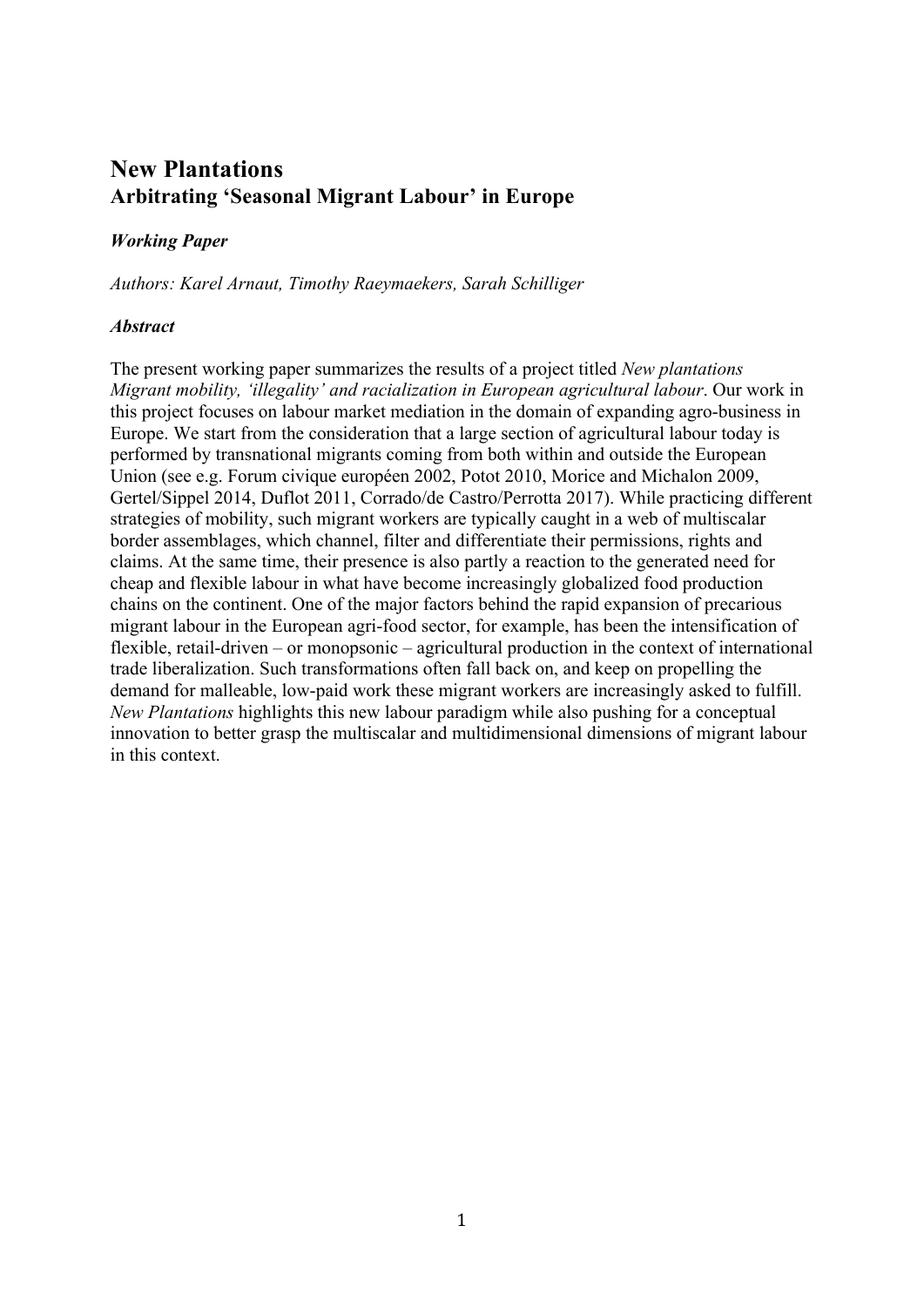# New Plantations
## Arbitrating 'Seasonal Migrant Labour' in Europe

***Working Paper***

*Authors: Karel Arnaut, Timothy Raeymaekers, Sarah Schilliger*

***Abstract***

The present working paper summarizes the results of a project titled *New plantations Migrant mobility, 'illegality' and racialization in European agricultural labour*. Our work in this project focuses on labour market mediation in the domain of expanding agro-business in Europe. We start from the consideration that a large section of agricultural labour today is performed by transnational migrants coming from both within and outside the European Union (see e.g. Forum civique européen 2002, Potot 2010, Morice and Michalon 2009, Gertel/Sippel 2014, Duflot 2011, Corrado/de Castro/Perrotta 2017). While practicing different strategies of mobility, such migrant workers are typically caught in a web of multiscalar border assemblages, which channel, filter and differentiate their permissions, rights and claims. At the same time, their presence is also partly a reaction to the generated need for cheap and flexible labour in what have become increasingly globalized food production chains on the continent. One of the major factors behind the rapid expansion of precarious migrant labour in the European agri-food sector, for example, has been the intensification of flexible, retail-driven – or monopsonic – agricultural production in the context of international trade liberalization. Such transformations often fall back on, and keep on propelling the demand for malleable, low-paid work these migrant workers are increasingly asked to fulfill. *New Plantations* highlights this new labour paradigm while also pushing for a conceptual innovation to better grasp the multiscalar and multidimensional dimensions of migrant labour in this context.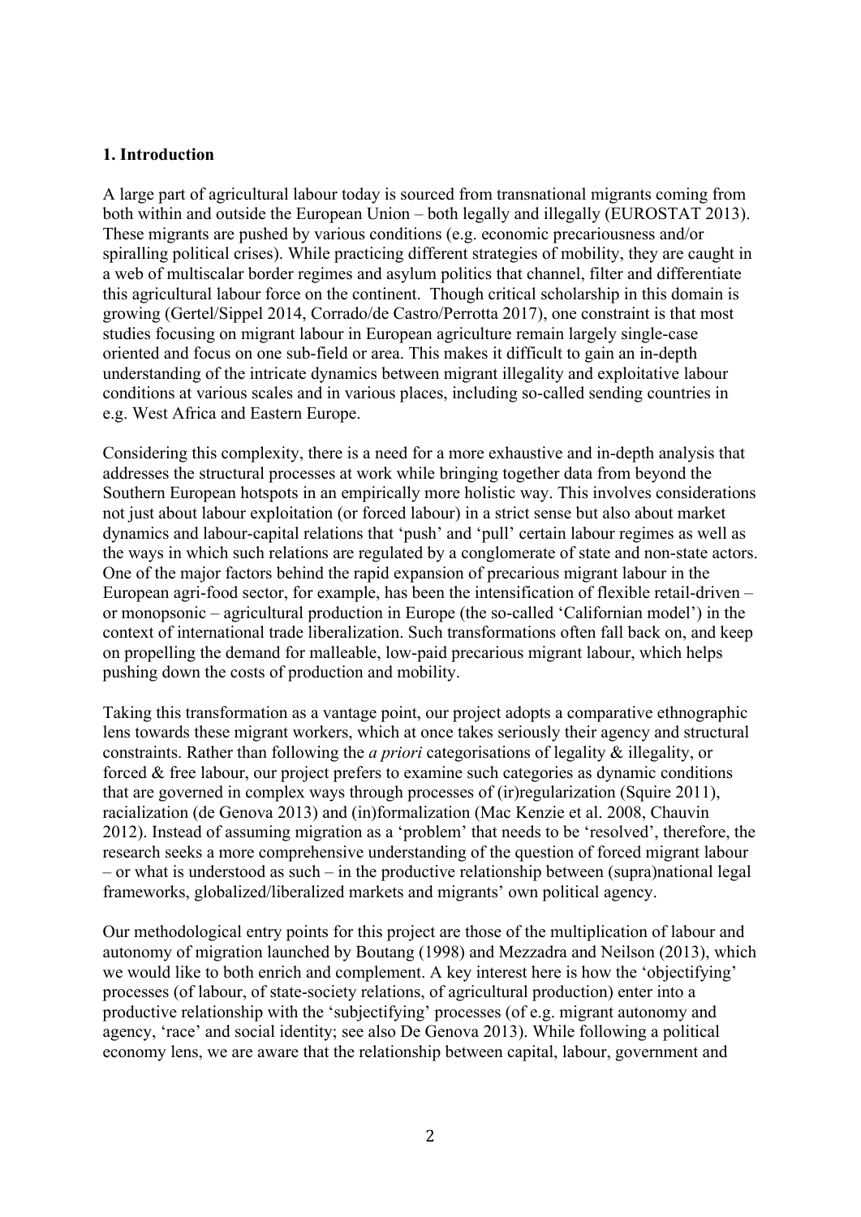## 1. Introduction

A large part of agricultural labour today is sourced from transnational migrants coming from both within and outside the European Union – both legally and illegally (EUROSTAT 2013). These migrants are pushed by various conditions (e.g. economic precariousness and/or spiralling political crises). While practicing different strategies of mobility, they are caught in a web of multiscalar border regimes and asylum politics that channel, filter and differentiate this agricultural labour force on the continent. Though critical scholarship in this domain is growing (Gertel/Sippel 2014, Corrado/de Castro/Perrotta 2017), one constraint is that most studies focusing on migrant labour in European agriculture remain largely single-case oriented and focus on one sub-field or area. This makes it difficult to gain an in-depth understanding of the intricate dynamics between migrant illegality and exploitative labour conditions at various scales and in various places, including so-called sending countries in e.g. West Africa and Eastern Europe.

Considering this complexity, there is a need for a more exhaustive and in-depth analysis that addresses the structural processes at work while bringing together data from beyond the Southern European hotspots in an empirically more holistic way. This involves considerations not just about labour exploitation (or forced labour) in a strict sense but also about market dynamics and labour-capital relations that 'push' and 'pull' certain labour regimes as well as the ways in which such relations are regulated by a conglomerate of state and non-state actors. One of the major factors behind the rapid expansion of precarious migrant labour in the European agri-food sector, for example, has been the intensification of flexible retail-driven – or monopsonic – agricultural production in Europe (the so-called 'Californian model') in the context of international trade liberalization. Such transformations often fall back on, and keep on propelling the demand for malleable, low-paid precarious migrant labour, which helps pushing down the costs of production and mobility.

Taking this transformation as a vantage point, our project adopts a comparative ethnographic lens towards these migrant workers, which at once takes seriously their agency and structural constraints. Rather than following the *a priori* categorisations of legality & illegality, or forced & free labour, our project prefers to examine such categories as dynamic conditions that are governed in complex ways through processes of (ir)regularization (Squire 2011), racialization (de Genova 2013) and (in)formalization (Mac Kenzie et al. 2008, Chauvin 2012). Instead of assuming migration as a 'problem' that needs to be 'resolved', therefore, the research seeks a more comprehensive understanding of the question of forced migrant labour – or what is understood as such – in the productive relationship between (supra)national legal frameworks, globalized/liberalized markets and migrants' own political agency.

Our methodological entry points for this project are those of the multiplication of labour and autonomy of migration launched by Boutang (1998) and Mezzadra and Neilson (2013), which we would like to both enrich and complement. A key interest here is how the 'objectifying' processes (of labour, of state-society relations, of agricultural production) enter into a productive relationship with the 'subjectifying' processes (of e.g. migrant autonomy and agency, 'race' and social identity; see also De Genova 2013). While following a political economy lens, we are aware that the relationship between capital, labour, government and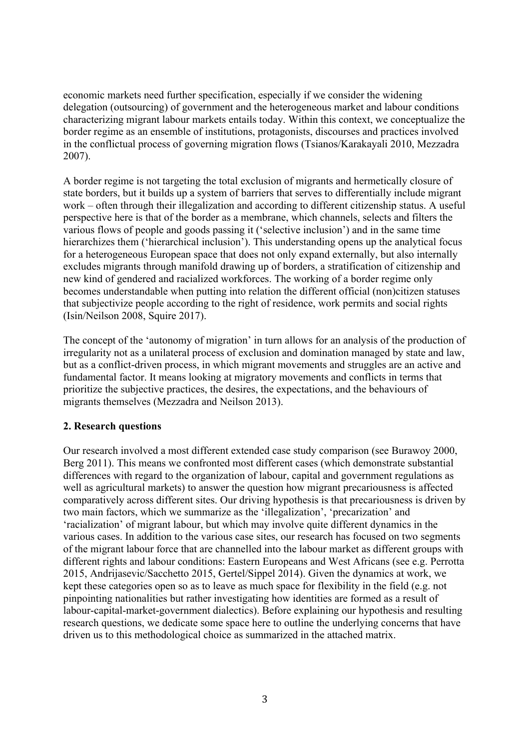economic markets need further specification, especially if we consider the widening delegation (outsourcing) of government and the heterogeneous market and labour conditions characterizing migrant labour markets entails today. Within this context, we conceptualize the border regime as an ensemble of institutions, protagonists, discourses and practices involved in the conflictual process of governing migration flows (Tsianos/Karakayali 2010, Mezzadra 2007).

A border regime is not targeting the total exclusion of migrants and hermetically closure of state borders, but it builds up a system of barriers that serves to differentially include migrant work – often through their illegalization and according to different citizenship status. A useful perspective here is that of the border as a membrane, which channels, selects and filters the various flows of people and goods passing it ('selective inclusion') and in the same time hierarchizes them ('hierarchical inclusion'). This understanding opens up the analytical focus for a heterogeneous European space that does not only expand externally, but also internally excludes migrants through manifold drawing up of borders, a stratification of citizenship and new kind of gendered and racialized workforces. The working of a border regime only becomes understandable when putting into relation the different official (non)citizen statuses that subjectivize people according to the right of residence, work permits and social rights (Isin/Neilson 2008, Squire 2017).

The concept of the 'autonomy of migration' in turn allows for an analysis of the production of irregularity not as a unilateral process of exclusion and domination managed by state and law, but as a conflict-driven process, in which migrant movements and struggles are an active and fundamental factor. It means looking at migratory movements and conflicts in terms that prioritize the subjective practices, the desires, the expectations, and the behaviours of migrants themselves (Mezzadra and Neilson 2013).

## 2. Research questions

Our research involved a most different extended case study comparison (see Burawoy 2000, Berg 2011). This means we confronted most different cases (which demonstrate substantial differences with regard to the organization of labour, capital and government regulations as well as agricultural markets) to answer the question how migrant precariousness is affected comparatively across different sites. Our driving hypothesis is that precariousness is driven by two main factors, which we summarize as the 'illegalization', 'precarization' and 'racialization' of migrant labour, but which may involve quite different dynamics in the various cases. In addition to the various case sites, our research has focused on two segments of the migrant labour force that are channelled into the labour market as different groups with different rights and labour conditions: Eastern Europeans and West Africans (see e.g. Perrotta 2015, Andrijasevic/Sacchetto 2015, Gertel/Sippel 2014). Given the dynamics at work, we kept these categories open so as to leave as much space for flexibility in the field (e.g. not pinpointing nationalities but rather investigating how identities are formed as a result of labour-capital-market-government dialectics). Before explaining our hypothesis and resulting research questions, we dedicate some space here to outline the underlying concerns that have driven us to this methodological choice as summarized in the attached matrix.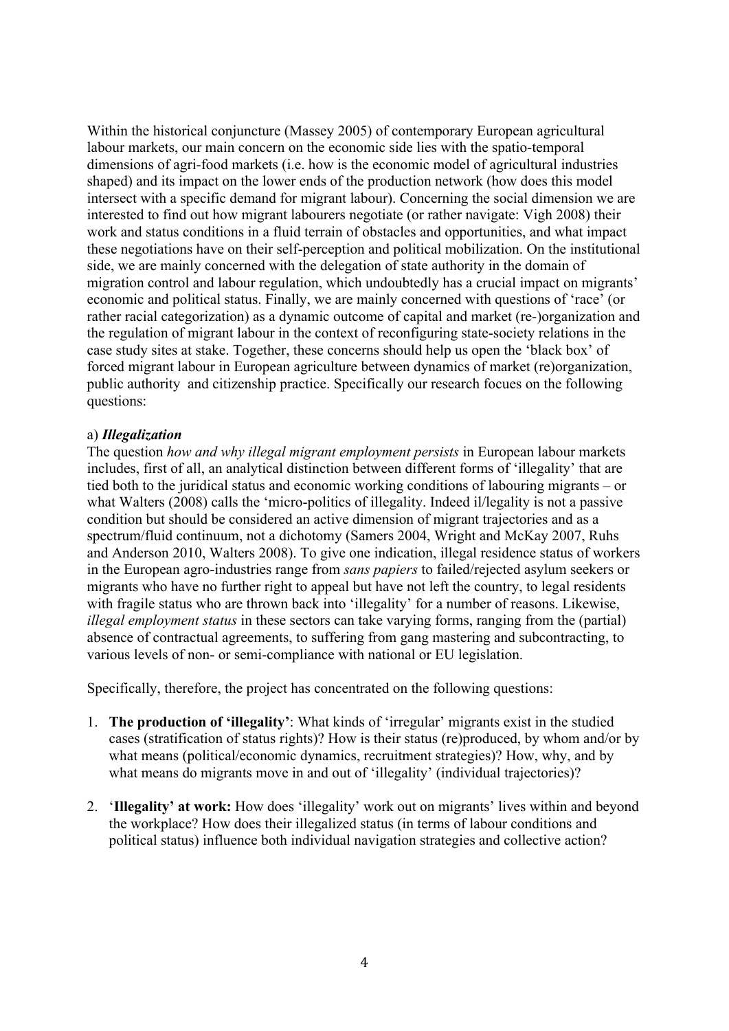Within the historical conjuncture (Massey 2005) of contemporary European agricultural labour markets, our main concern on the economic side lies with the spatio-temporal dimensions of agri-food markets (i.e. how is the economic model of agricultural industries shaped) and its impact on the lower ends of the production network (how does this model intersect with a specific demand for migrant labour). Concerning the social dimension we are interested to find out how migrant labourers negotiate (or rather navigate: Vigh 2008) their work and status conditions in a fluid terrain of obstacles and opportunities, and what impact these negotiations have on their self-perception and political mobilization. On the institutional side, we are mainly concerned with the delegation of state authority in the domain of migration control and labour regulation, which undoubtedly has a crucial impact on migrants' economic and political status. Finally, we are mainly concerned with questions of 'race' (or rather racial categorization) as a dynamic outcome of capital and market (re-)organization and the regulation of migrant labour in the context of reconfiguring state-society relations in the case study sites at stake. Together, these concerns should help us open the 'black box' of forced migrant labour in European agriculture between dynamics of market (re)organization, public authority and citizenship practice. Specifically our research focues on the following questions:

a) ***Illegalization***

The question *how and why illegal migrant employment persists* in European labour markets includes, first of all, an analytical distinction between different forms of 'illegality' that are tied both to the juridical status and economic working conditions of labouring migrants – or what Walters (2008) calls the 'micro-politics of illegality. Indeed il/legality is not a passive condition but should be considered an active dimension of migrant trajectories and as a spectrum/fluid continuum, not a dichotomy (Samers 2004, Wright and McKay 2007, Ruhs and Anderson 2010, Walters 2008). To give one indication, illegal residence status of workers in the European agro-industries range from *sans papiers* to failed/rejected asylum seekers or migrants who have no further right to appeal but have not left the country, to legal residents with fragile status who are thrown back into 'illegality' for a number of reasons. Likewise, *illegal employment status* in these sectors can take varying forms, ranging from the (partial) absence of contractual agreements, to suffering from gang mastering and subcontracting, to various levels of non- or semi-compliance with national or EU legislation.

Specifically, therefore, the project has concentrated on the following questions:

1. **The production of 'illegality'**: What kinds of 'irregular' migrants exist in the studied cases (stratification of status rights)? How is their status (re)produced, by whom and/or by what means (political/economic dynamics, recruitment strategies)? How, why, and by what means do migrants move in and out of 'illegality' (individual trajectories)?

2. '**Illegality' at work:** How does 'illegality' work out on migrants' lives within and beyond the workplace? How does their illegalized status (in terms of labour conditions and political status) influence both individual navigation strategies and collective action?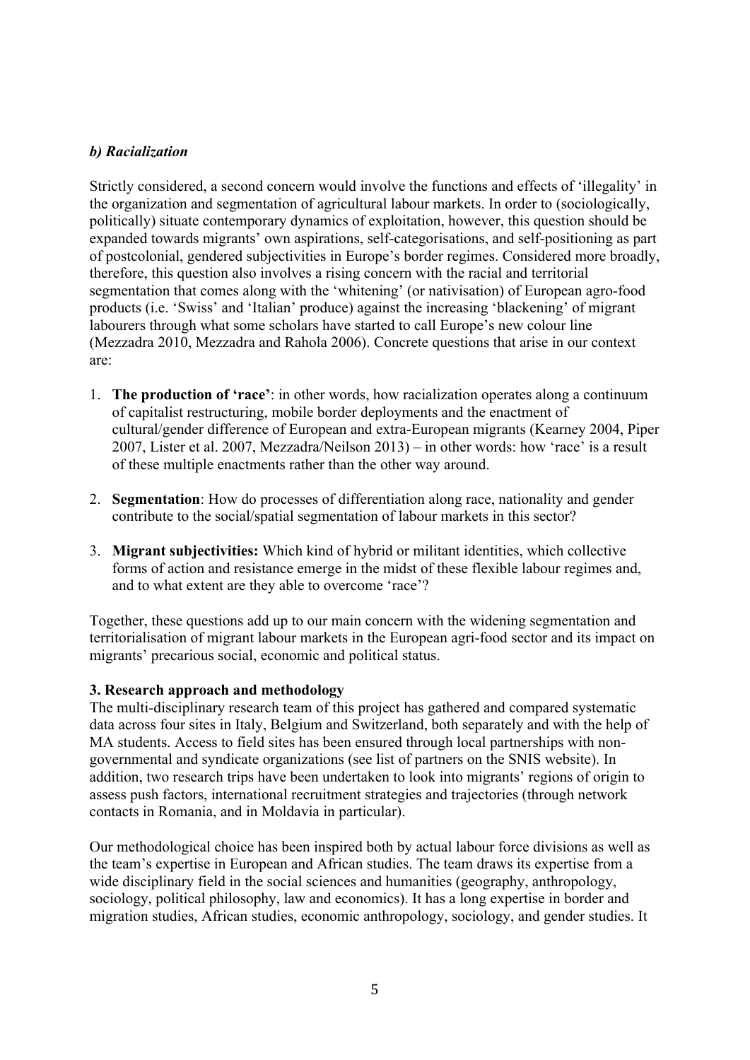### *b) Racialization*

Strictly considered, a second concern would involve the functions and effects of 'illegality' in the organization and segmentation of agricultural labour markets. In order to (sociologically, politically) situate contemporary dynamics of exploitation, however, this question should be expanded towards migrants' own aspirations, self-categorisations, and self-positioning as part of postcolonial, gendered subjectivities in Europe's border regimes. Considered more broadly, therefore, this question also involves a rising concern with the racial and territorial segmentation that comes along with the 'whitening' (or nativisation) of European agro-food products (i.e. 'Swiss' and 'Italian' produce) against the increasing 'blackening' of migrant labourers through what some scholars have started to call Europe's new colour line (Mezzadra 2010, Mezzadra and Rahola 2006). Concrete questions that arise in our context are:

1. **The production of 'race'**: in other words, how racialization operates along a continuum of capitalist restructuring, mobile border deployments and the enactment of cultural/gender difference of European and extra-European migrants (Kearney 2004, Piper 2007, Lister et al. 2007, Mezzadra/Neilson 2013) – in other words: how 'race' is a result of these multiple enactments rather than the other way around.

2. **Segmentation**: How do processes of differentiation along race, nationality and gender contribute to the social/spatial segmentation of labour markets in this sector?

3. **Migrant subjectivities:** Which kind of hybrid or militant identities, which collective forms of action and resistance emerge in the midst of these flexible labour regimes and, and to what extent are they able to overcome 'race'?

Together, these questions add up to our main concern with the widening segmentation and territorialisation of migrant labour markets in the European agri-food sector and its impact on migrants' precarious social, economic and political status.

## 3. Research approach and methodology

The multi-disciplinary research team of this project has gathered and compared systematic data across four sites in Italy, Belgium and Switzerland, both separately and with the help of MA students. Access to field sites has been ensured through local partnerships with non-governmental and syndicate organizations (see list of partners on the SNIS website). In addition, two research trips have been undertaken to look into migrants' regions of origin to assess push factors, international recruitment strategies and trajectories (through network contacts in Romania, and in Moldavia in particular).

Our methodological choice has been inspired both by actual labour force divisions as well as the team's expertise in European and African studies. The team draws its expertise from a wide disciplinary field in the social sciences and humanities (geography, anthropology, sociology, political philosophy, law and economics). It has a long expertise in border and migration studies, African studies, economic anthropology, sociology, and gender studies. It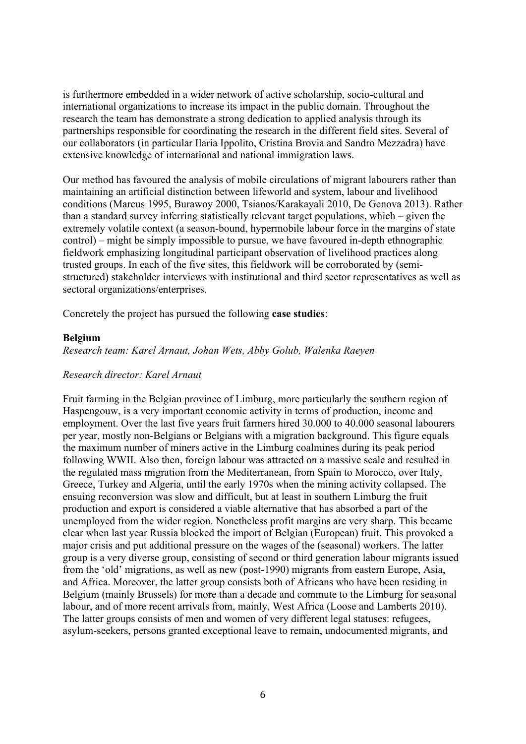is furthermore embedded in a wider network of active scholarship, socio-cultural and international organizations to increase its impact in the public domain. Throughout the research the team has demonstrate a strong dedication to applied analysis through its partnerships responsible for coordinating the research in the different field sites. Several of our collaborators (in particular Ilaria Ippolito, Cristina Brovia and Sandro Mezzadra) have extensive knowledge of international and national immigration laws.

Our method has favoured the analysis of mobile circulations of migrant labourers rather than maintaining an artificial distinction between lifeworld and system, labour and livelihood conditions (Marcus 1995, Burawoy 2000, Tsianos/Karakayali 2010, De Genova 2013). Rather than a standard survey inferring statistically relevant target populations, which – given the extremely volatile context (a season-bound, hypermobile labour force in the margins of state control) – might be simply impossible to pursue, we have favoured in-depth ethnographic fieldwork emphasizing longitudinal participant observation of livelihood practices along trusted groups. In each of the five sites, this fieldwork will be corroborated by (semi-structured) stakeholder interviews with institutional and third sector representatives as well as sectoral organizations/enterprises.

Concretely the project has pursued the following **case studies**:

**Belgium**

*Research team: Karel Arnaut, Johan Wets, Abby Golub, Walenka Raeyen*

*Research director: Karel Arnaut*

Fruit farming in the Belgian province of Limburg, more particularly the southern region of Haspengouw, is a very important economic activity in terms of production, income and employment. Over the last five years fruit farmers hired 30.000 to 40.000 seasonal labourers per year, mostly non-Belgians or Belgians with a migration background. This figure equals the maximum number of miners active in the Limburg coalmines during its peak period following WWII. Also then, foreign labour was attracted on a massive scale and resulted in the regulated mass migration from the Mediterranean, from Spain to Morocco, over Italy, Greece, Turkey and Algeria, until the early 1970s when the mining activity collapsed. The ensuing reconversion was slow and difficult, but at least in southern Limburg the fruit production and export is considered a viable alternative that has absorbed a part of the unemployed from the wider region. Nonetheless profit margins are very sharp. This became clear when last year Russia blocked the import of Belgian (European) fruit. This provoked a major crisis and put additional pressure on the wages of the (seasonal) workers. The latter group is a very diverse group, consisting of second or third generation labour migrants issued from the 'old' migrations, as well as new (post-1990) migrants from eastern Europe, Asia, and Africa. Moreover, the latter group consists both of Africans who have been residing in Belgium (mainly Brussels) for more than a decade and commute to the Limburg for seasonal labour, and of more recent arrivals from, mainly, West Africa (Loose and Lamberts 2010). The latter groups consists of men and women of very different legal statuses: refugees, asylum-seekers, persons granted exceptional leave to remain, undocumented migrants, and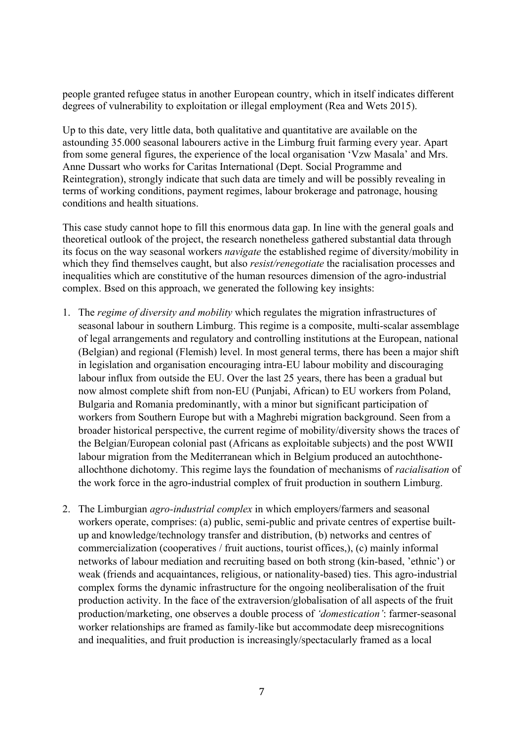people granted refugee status in another European country, which in itself indicates different degrees of vulnerability to exploitation or illegal employment (Rea and Wets 2015).

Up to this date, very little data, both qualitative and quantitative are available on the astounding 35.000 seasonal labourers active in the Limburg fruit farming every year. Apart from some general figures, the experience of the local organisation 'Vzw Masala' and Mrs. Anne Dussart who works for Caritas International (Dept. Social Programme and Reintegration), strongly indicate that such data are timely and will be possibly revealing in terms of working conditions, payment regimes, labour brokerage and patronage, housing conditions and health situations.

This case study cannot hope to fill this enormous data gap. In line with the general goals and theoretical outlook of the project, the research nonetheless gathered substantial data through its focus on the way seasonal workers *navigate* the established regime of diversity/mobility in which they find themselves caught, but also *resist/renegotiate* the racialisation processes and inequalities which are constitutive of the human resources dimension of the agro-industrial complex. Bsed on this approach, we generated the following key insights:

1. The *regime of diversity and mobility* which regulates the migration infrastructures of seasonal labour in southern Limburg. This regime is a composite, multi-scalar assemblage of legal arrangements and regulatory and controlling institutions at the European, national (Belgian) and regional (Flemish) level. In most general terms, there has been a major shift in legislation and organisation encouraging intra-EU labour mobility and discouraging labour influx from outside the EU. Over the last 25 years, there has been a gradual but now almost complete shift from non-EU (Punjabi, African) to EU workers from Poland, Bulgaria and Romania predominantly, with a minor but significant participation of workers from Southern Europe but with a Maghrebi migration background. Seen from a broader historical perspective, the current regime of mobility/diversity shows the traces of the Belgian/European colonial past (Africans as exploitable subjects) and the post WWII labour migration from the Mediterranean which in Belgium produced an autochthone-allochthone dichotomy. This regime lays the foundation of mechanisms of *racialisation* of the work force in the agro-industrial complex of fruit production in southern Limburg.

2. The Limburgian *agro-industrial complex* in which employers/farmers and seasonal workers operate, comprises: (a) public, semi-public and private centres of expertise built-up and knowledge/technology transfer and distribution, (b) networks and centres of commercialization (cooperatives / fruit auctions, tourist offices,), (c) mainly informal networks of labour mediation and recruiting based on both strong (kin-based, 'ethnic') or weak (friends and acquaintances, religious, or nationality-based) ties. This agro-industrial complex forms the dynamic infrastructure for the ongoing neoliberalisation of the fruit production activity. In the face of the extraversion/globalisation of all aspects of the fruit production/marketing, one observes a double process of *'domestication'*: farmer-seasonal worker relationships are framed as family-like but accommodate deep misrecognitions and inequalities, and fruit production is increasingly/spectacularly framed as a local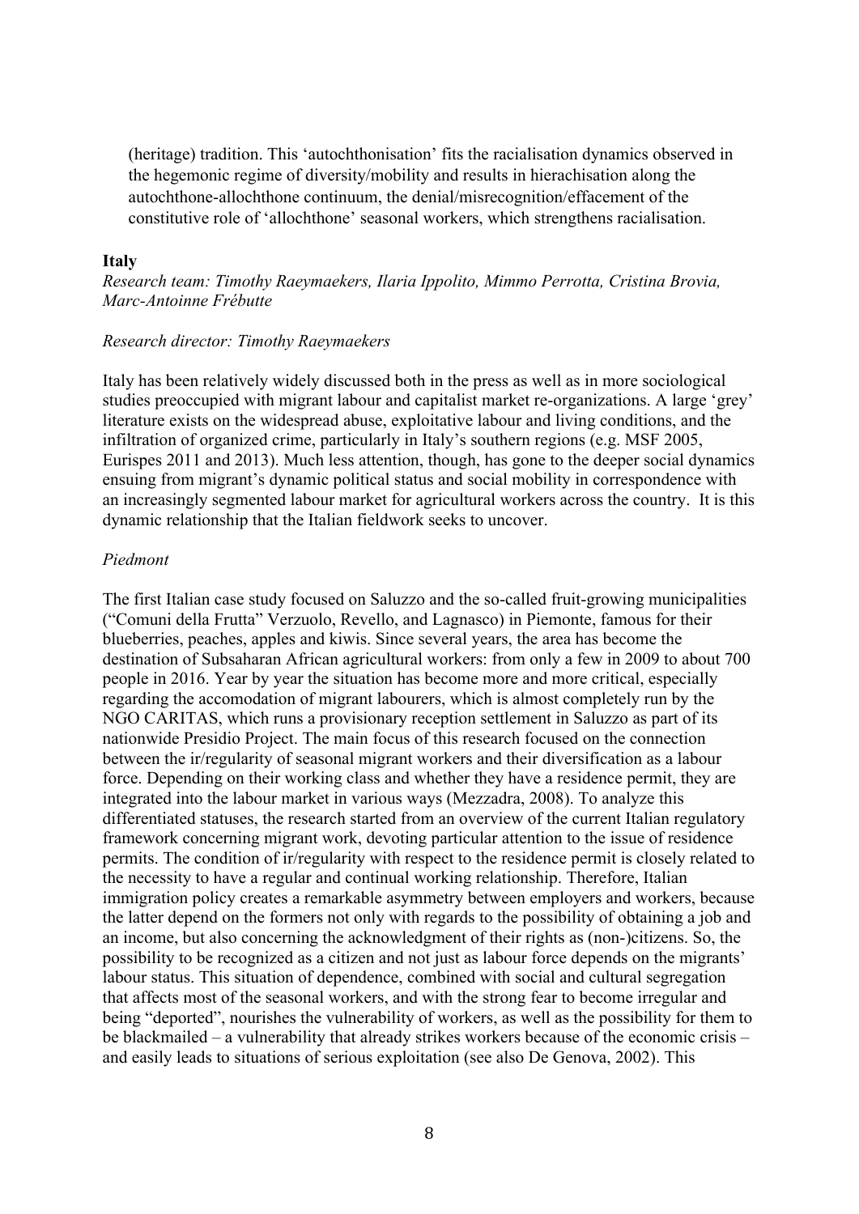(heritage) tradition. This 'autochthonisation' fits the racialisation dynamics observed in the hegemonic regime of diversity/mobility and results in hierachisation along the autochthone-allochthone continuum, the denial/misrecognition/effacement of the constitutive role of 'allochthone' seasonal workers, which strengthens racialisation.

**Italy**

*Research team: Timothy Raeymaekers, Ilaria Ippolito, Mimmo Perrotta, Cristina Brovia, Marc-Antoinne Frébutte*

*Research director: Timothy Raeymaekers*

Italy has been relatively widely discussed both in the press as well as in more sociological studies preoccupied with migrant labour and capitalist market re-organizations. A large 'grey' literature exists on the widespread abuse, exploitative labour and living conditions, and the infiltration of organized crime, particularly in Italy's southern regions (e.g. MSF 2005, Eurispes 2011 and 2013). Much less attention, though, has gone to the deeper social dynamics ensuing from migrant's dynamic political status and social mobility in correspondence with an increasingly segmented labour market for agricultural workers across the country. It is this dynamic relationship that the Italian fieldwork seeks to uncover.

*Piedmont*

The first Italian case study focused on Saluzzo and the so-called fruit-growing municipalities ("Comuni della Frutta" Verzuolo, Revello, and Lagnasco) in Piemonte, famous for their blueberries, peaches, apples and kiwis. Since several years, the area has become the destination of Subsaharan African agricultural workers: from only a few in 2009 to about 700 people in 2016. Year by year the situation has become more and more critical, especially regarding the accomodation of migrant labourers, which is almost completely run by the NGO CARITAS, which runs a provisionary reception settlement in Saluzzo as part of its nationwide Presidio Project. The main focus of this research focused on the connection between the ir/regularity of seasonal migrant workers and their diversification as a labour force. Depending on their working class and whether they have a residence permit, they are integrated into the labour market in various ways (Mezzadra, 2008). To analyze this differentiated statuses, the research started from an overview of the current Italian regulatory framework concerning migrant work, devoting particular attention to the issue of residence permits. The condition of ir/regularity with respect to the residence permit is closely related to the necessity to have a regular and continual working relationship. Therefore, Italian immigration policy creates a remarkable asymmetry between employers and workers, because the latter depend on the formers not only with regards to the possibility of obtaining a job and an income, but also concerning the acknowledgment of their rights as (non-)citizens. So, the possibility to be recognized as a citizen and not just as labour force depends on the migrants' labour status. This situation of dependence, combined with social and cultural segregation that affects most of the seasonal workers, and with the strong fear to become irregular and being "deported", nourishes the vulnerability of workers, as well as the possibility for them to be blackmailed – a vulnerability that already strikes workers because of the economic crisis – and easily leads to situations of serious exploitation (see also De Genova, 2002). This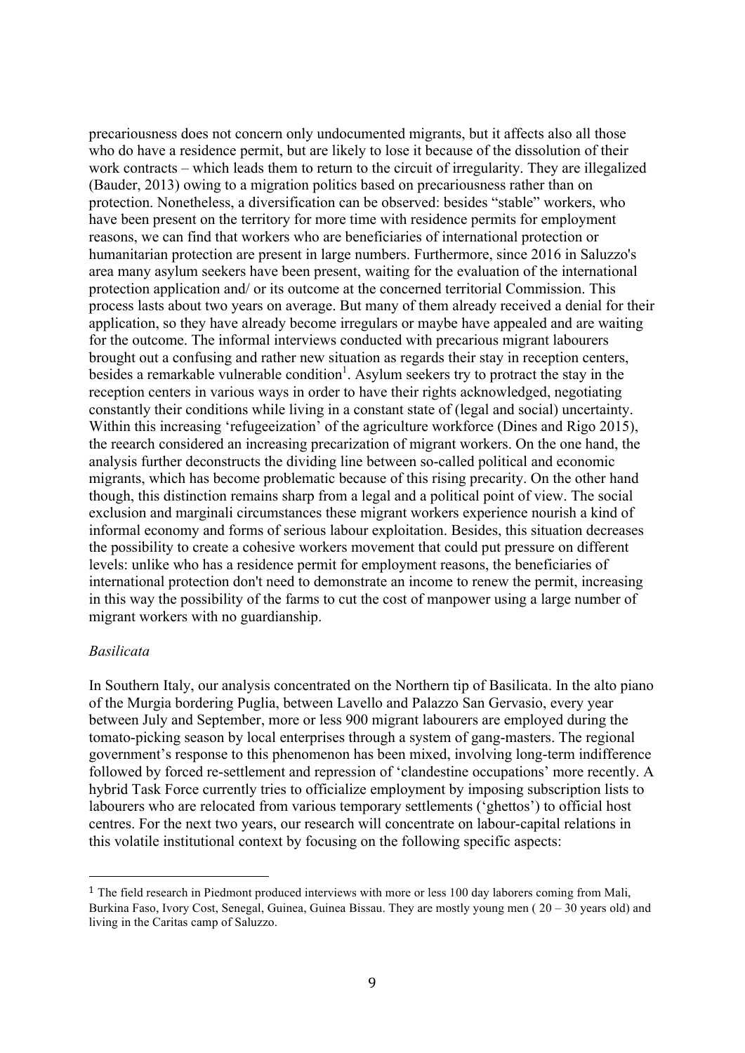precariousness does not concern only undocumented migrants, but it affects also all those who do have a residence permit, but are likely to lose it because of the dissolution of their work contracts – which leads them to return to the circuit of irregularity. They are illegalized (Bauder, 2013) owing to a migration politics based on precariousness rather than on protection. Nonetheless, a diversification can be observed: besides "stable" workers, who have been present on the territory for more time with residence permits for employment reasons, we can find that workers who are beneficiaries of international protection or humanitarian protection are present in large numbers. Furthermore, since 2016 in Saluzzo's area many asylum seekers have been present, waiting for the evaluation of the international protection application and/ or its outcome at the concerned territorial Commission. This process lasts about two years on average. But many of them already received a denial for their application, so they have already become irregulars or maybe have appealed and are waiting for the outcome. The informal interviews conducted with precarious migrant labourers brought out a confusing and rather new situation as regards their stay in reception centers, besides a remarkable vulnerable condition[1]. Asylum seekers try to protract the stay in the reception centers in various ways in order to have their rights acknowledged, negotiating constantly their conditions while living in a constant state of (legal and social) uncertainty. Within this increasing 'refugeeization' of the agriculture workforce (Dines and Rigo 2015), the reearch considered an increasing precarization of migrant workers. On the one hand, the analysis further deconstructs the dividing line between so-called political and economic migrants, which has become problematic because of this rising precarity. On the other hand though, this distinction remains sharp from a legal and a political point of view. The social exclusion and marginali circumstances these migrant workers experience nourish a kind of informal economy and forms of serious labour exploitation. Besides, this situation decreases the possibility to create a cohesive workers movement that could put pressure on different levels: unlike who has a residence permit for employment reasons, the beneficiaries of international protection don't need to demonstrate an income to renew the permit, increasing in this way the possibility of the farms to cut the cost of manpower using a large number of migrant workers with no guardianship.

*Basilicata*

In Southern Italy, our analysis concentrated on the Northern tip of Basilicata. In the alto piano of the Murgia bordering Puglia, between Lavello and Palazzo San Gervasio, every year between July and September, more or less 900 migrant labourers are employed during the tomato-picking season by local enterprises through a system of gang-masters. The regional government's response to this phenomenon has been mixed, involving long-term indifference followed by forced re-settlement and repression of 'clandestine occupations' more recently. A hybrid Task Force currently tries to officialize employment by imposing subscription lists to labourers who are relocated from various temporary settlements ('ghettos') to official host centres. For the next two years, our research will concentrate on labour-capital relations in this volatile institutional context by focusing on the following specific aspects:

---

[1] The field research in Piedmont produced interviews with more or less 100 day laborers coming from Mali, Burkina Faso, Ivory Cost, Senegal, Guinea, Guinea Bissau. They are mostly young men ( 20 – 30 years old) and living in the Caritas camp of Saluzzo.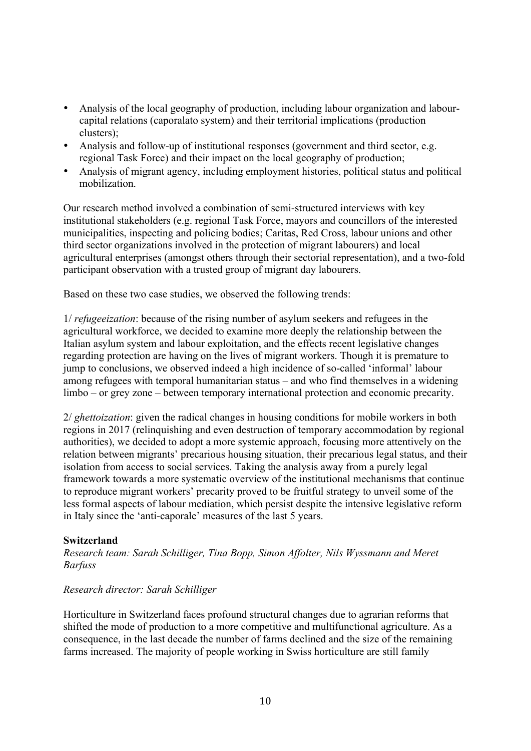- Analysis of the local geography of production, including labour organization and labour-capital relations (caporalato system) and their territorial implications (production clusters);
- Analysis and follow-up of institutional responses (government and third sector, e.g. regional Task Force) and their impact on the local geography of production;
- Analysis of migrant agency, including employment histories, political status and political mobilization.

Our research method involved a combination of semi-structured interviews with key institutional stakeholders (e.g. regional Task Force, mayors and councillors of the interested municipalities, inspecting and policing bodies; Caritas, Red Cross, labour unions and other third sector organizations involved in the protection of migrant labourers) and local agricultural enterprises (amongst others through their sectorial representation), and a two-fold participant observation with a trusted group of migrant day labourers.

Based on these two case studies, we observed the following trends:

1/ *refugeeization*: because of the rising number of asylum seekers and refugees in the agricultural workforce, we decided to examine more deeply the relationship between the Italian asylum system and labour exploitation, and the effects recent legislative changes regarding protection are having on the lives of migrant workers. Though it is premature to jump to conclusions, we observed indeed a high incidence of so-called 'informal' labour among refugees with temporal humanitarian status – and who find themselves in a widening limbo – or grey zone – between temporary international protection and economic precarity.

2/ *ghettoization*: given the radical changes in housing conditions for mobile workers in both regions in 2017 (relinquishing and even destruction of temporary accommodation by regional authorities), we decided to adopt a more systemic approach, focusing more attentively on the relation between migrants' precarious housing situation, their precarious legal status, and their isolation from access to social services. Taking the analysis away from a purely legal framework towards a more systematic overview of the institutional mechanisms that continue to reproduce migrant workers' precarity proved to be fruitful strategy to unveil some of the less formal aspects of labour mediation, which persist despite the intensive legislative reform in Italy since the 'anti-caporale' measures of the last 5 years.

**Switzerland**

*Research team: Sarah Schilliger, Tina Bopp, Simon Affolter, Nils Wyssmann and Meret Barfuss*

*Research director: Sarah Schilliger*

Horticulture in Switzerland faces profound structural changes due to agrarian reforms that shifted the mode of production to a more competitive and multifunctional agriculture. As a consequence, in the last decade the number of farms declined and the size of the remaining farms increased. The majority of people working in Swiss horticulture are still family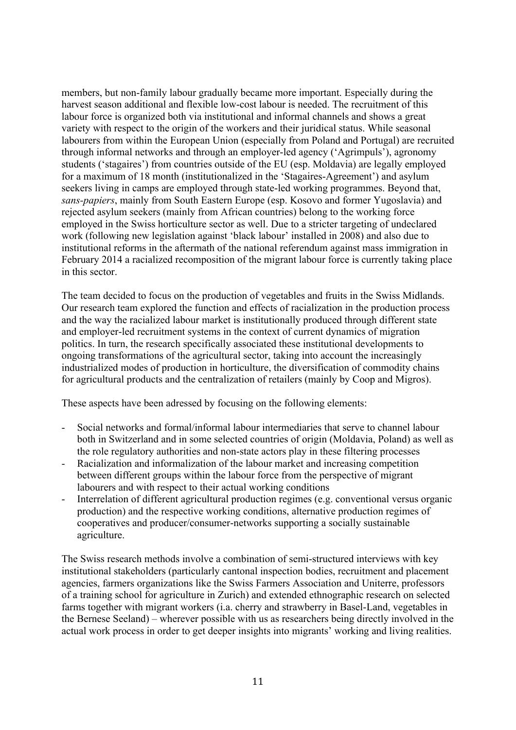members, but non-family labour gradually became more important. Especially during the harvest season additional and flexible low-cost labour is needed. The recruitment of this labour force is organized both via institutional and informal channels and shows a great variety with respect to the origin of the workers and their juridical status. While seasonal labourers from within the European Union (especially from Poland and Portugal) are recruited through informal networks and through an employer-led agency ('Agrimpuls'), agronomy students ('stagaires') from countries outside of the EU (esp. Moldavia) are legally employed for a maximum of 18 month (institutionalized in the 'Stagaires-Agreement') and asylum seekers living in camps are employed through state-led working programmes. Beyond that, *sans-papiers*, mainly from South Eastern Europe (esp. Kosovo and former Yugoslavia) and rejected asylum seekers (mainly from African countries) belong to the working force employed in the Swiss horticulture sector as well. Due to a stricter targeting of undeclared work (following new legislation against 'black labour' installed in 2008) and also due to institutional reforms in the aftermath of the national referendum against mass immigration in February 2014 a racialized recomposition of the migrant labour force is currently taking place in this sector.

The team decided to focus on the production of vegetables and fruits in the Swiss Midlands. Our research team explored the function and effects of racialization in the production process and the way the racialized labour market is institutionally produced through different state and employer-led recruitment systems in the context of current dynamics of migration politics. In turn, the research specifically associated these institutional developments to ongoing transformations of the agricultural sector, taking into account the increasingly industrialized modes of production in horticulture, the diversification of commodity chains for agricultural products and the centralization of retailers (mainly by Coop and Migros).

These aspects have been adressed by focusing on the following elements:

- Social networks and formal/informal labour intermediaries that serve to channel labour both in Switzerland and in some selected countries of origin (Moldavia, Poland) as well as the role regulatory authorities and non-state actors play in these filtering processes
- Racialization and informalization of the labour market and increasing competition between different groups within the labour force from the perspective of migrant labourers and with respect to their actual working conditions
- Interrelation of different agricultural production regimes (e.g. conventional versus organic production) and the respective working conditions, alternative production regimes of cooperatives and producer/consumer-networks supporting a socially sustainable agriculture.

The Swiss research methods involve a combination of semi-structured interviews with key institutional stakeholders (particularly cantonal inspection bodies, recruitment and placement agencies, farmers organizations like the Swiss Farmers Association and Uniterre, professors of a training school for agriculture in Zurich) and extended ethnographic research on selected farms together with migrant workers (i.a. cherry and strawberry in Basel-Land, vegetables in the Bernese Seeland) – wherever possible with us as researchers being directly involved in the actual work process in order to get deeper insights into migrants' working and living realities.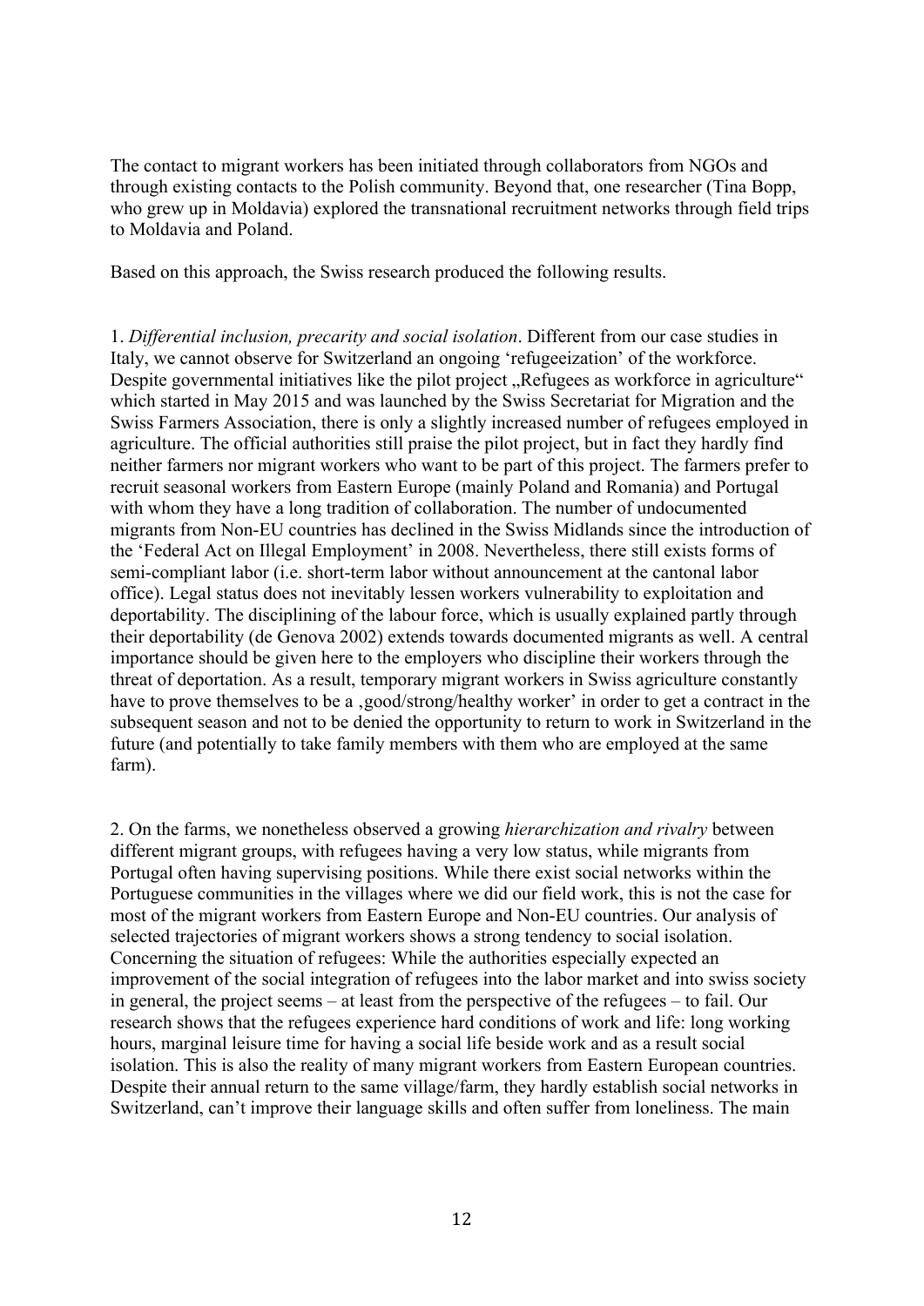The contact to migrant workers has been initiated through collaborators from NGOs and through existing contacts to the Polish community. Beyond that, one researcher (Tina Bopp, who grew up in Moldavia) explored the transnational recruitment networks through field trips to Moldavia and Poland.

Based on this approach, the Swiss research produced the following results.

1. *Differential inclusion, precarity and social isolation*. Different from our case studies in Italy, we cannot observe for Switzerland an ongoing 'refugeeization' of the workforce. Despite governmental initiatives like the pilot project „Refugees as workforce in agriculture" which started in May 2015 and was launched by the Swiss Secretariat for Migration and the Swiss Farmers Association, there is only a slightly increased number of refugees employed in agriculture. The official authorities still praise the pilot project, but in fact they hardly find neither farmers nor migrant workers who want to be part of this project. The farmers prefer to recruit seasonal workers from Eastern Europe (mainly Poland and Romania) and Portugal with whom they have a long tradition of collaboration. The number of undocumented migrants from Non-EU countries has declined in the Swiss Midlands since the introduction of the 'Federal Act on Illegal Employment' in 2008. Nevertheless, there still exists forms of semi-compliant labor (i.e. short-term labor without announcement at the cantonal labor office). Legal status does not inevitably lessen workers vulnerability to exploitation and deportability. The disciplining of the labour force, which is usually explained partly through their deportability (de Genova 2002) extends towards documented migrants as well. A central importance should be given here to the employers who discipline their workers through the threat of deportation. As a result, temporary migrant workers in Swiss agriculture constantly have to prove themselves to be a ‚good/strong/healthy worker' in order to get a contract in the subsequent season and not to be denied the opportunity to return to work in Switzerland in the future (and potentially to take family members with them who are employed at the same farm).

2. On the farms, we nonetheless observed a growing *hierarchization and rivalry* between different migrant groups, with refugees having a very low status, while migrants from Portugal often having supervising positions. While there exist social networks within the Portuguese communities in the villages where we did our field work, this is not the case for most of the migrant workers from Eastern Europe and Non-EU countries. Our analysis of selected trajectories of migrant workers shows a strong tendency to social isolation. Concerning the situation of refugees: While the authorities especially expected an improvement of the social integration of refugees into the labor market and into swiss society in general, the project seems – at least from the perspective of the refugees – to fail. Our research shows that the refugees experience hard conditions of work and life: long working hours, marginal leisure time for having a social life beside work and as a result social isolation. This is also the reality of many migrant workers from Eastern European countries. Despite their annual return to the same village/farm, they hardly establish social networks in Switzerland, can't improve their language skills and often suffer from loneliness. The main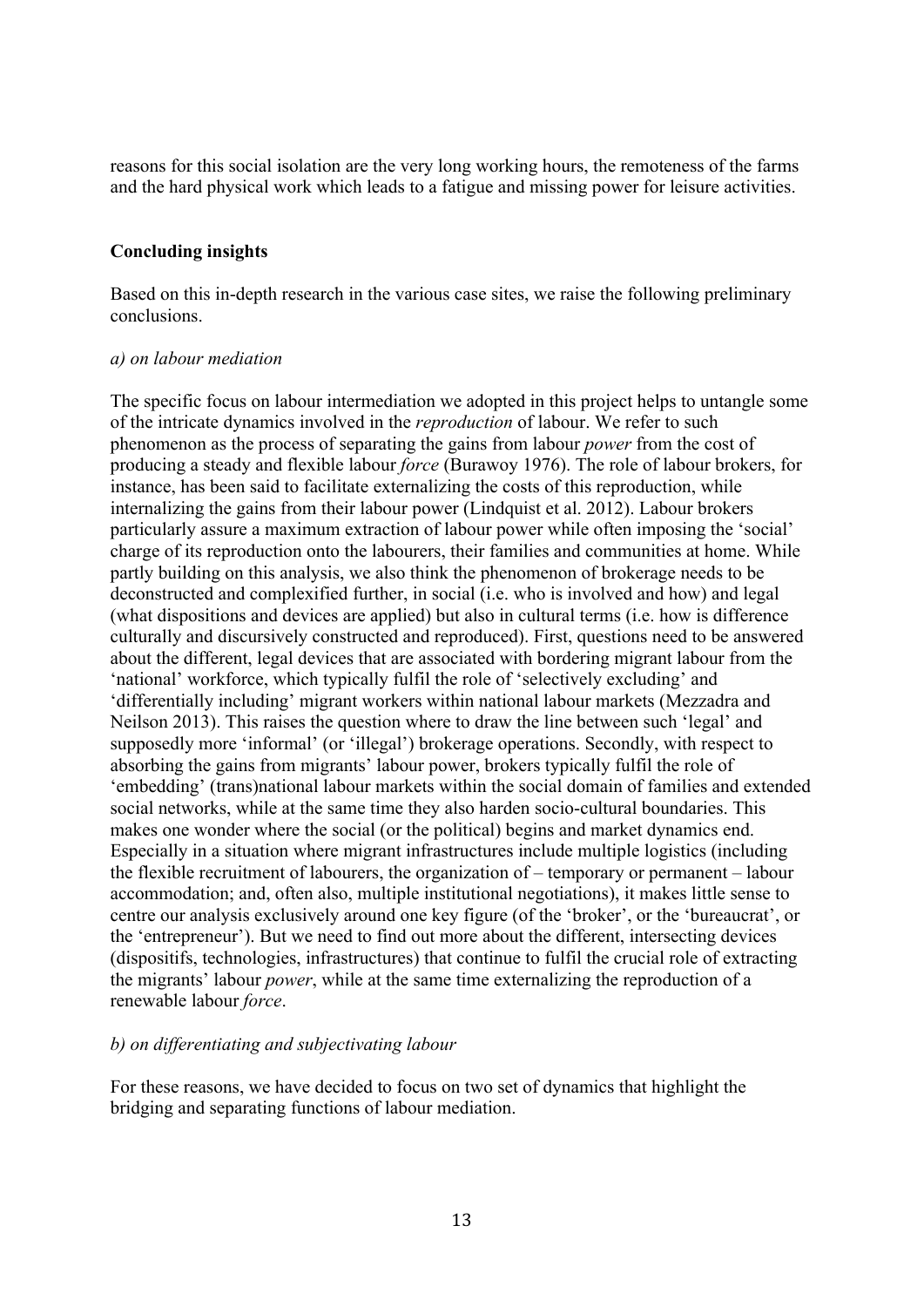reasons for this social isolation are the very long working hours, the remoteness of the farms and the hard physical work which leads to a fatigue and missing power for leisure activities.

## Concluding insights

Based on this in-depth research in the various case sites, we raise the following preliminary conclusions.

### *a) on labour mediation*

The specific focus on labour intermediation we adopted in this project helps to untangle some of the intricate dynamics involved in the *reproduction* of labour. We refer to such phenomenon as the process of separating the gains from labour *power* from the cost of producing a steady and flexible labour *force* (Burawoy 1976). The role of labour brokers, for instance, has been said to facilitate externalizing the costs of this reproduction, while internalizing the gains from their labour power (Lindquist et al. 2012). Labour brokers particularly assure a maximum extraction of labour power while often imposing the 'social' charge of its reproduction onto the labourers, their families and communities at home. While partly building on this analysis, we also think the phenomenon of brokerage needs to be deconstructed and complexified further, in social (i.e. who is involved and how) and legal (what dispositions and devices are applied) but also in cultural terms (i.e. how is difference culturally and discursively constructed and reproduced). First, questions need to be answered about the different, legal devices that are associated with bordering migrant labour from the 'national' workforce, which typically fulfil the role of 'selectively excluding' and 'differentially including' migrant workers within national labour markets (Mezzadra and Neilson 2013). This raises the question where to draw the line between such 'legal' and supposedly more 'informal' (or 'illegal') brokerage operations. Secondly, with respect to absorbing the gains from migrants' labour power, brokers typically fulfil the role of 'embedding' (trans)national labour markets within the social domain of families and extended social networks, while at the same time they also harden socio-cultural boundaries. This makes one wonder where the social (or the political) begins and market dynamics end. Especially in a situation where migrant infrastructures include multiple logistics (including the flexible recruitment of labourers, the organization of – temporary or permanent – labour accommodation; and, often also, multiple institutional negotiations), it makes little sense to centre our analysis exclusively around one key figure (of the 'broker', or the 'bureaucrat', or the 'entrepreneur'). But we need to find out more about the different, intersecting devices (dispositifs, technologies, infrastructures) that continue to fulfil the crucial role of extracting the migrants' labour *power*, while at the same time externalizing the reproduction of a renewable labour *force*.

### *b) on differentiating and subjectivating labour*

For these reasons, we have decided to focus on two set of dynamics that highlight the bridging and separating functions of labour mediation.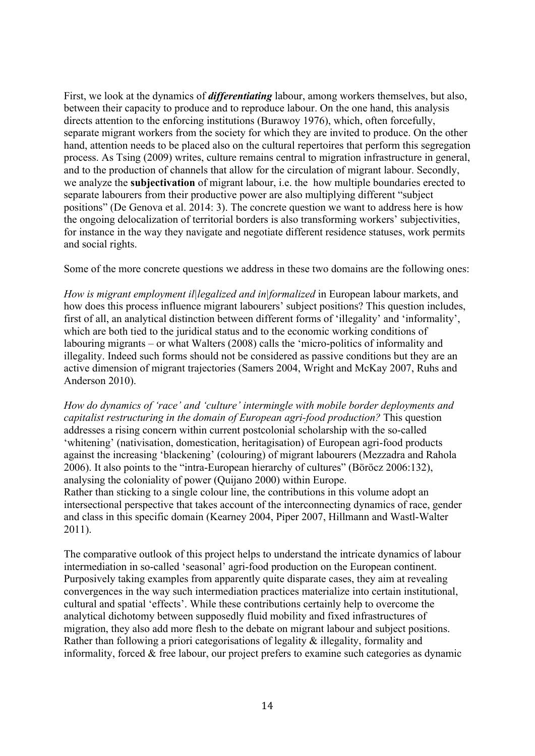First, we look at the dynamics of ***differentiating*** labour, among workers themselves, but also, between their capacity to produce and to reproduce labour. On the one hand, this analysis directs attention to the enforcing institutions (Burawoy 1976), which, often forcefully, separate migrant workers from the society for which they are invited to produce. On the other hand, attention needs to be placed also on the cultural repertoires that perform this segregation process. As Tsing (2009) writes, culture remains central to migration infrastructure in general, and to the production of channels that allow for the circulation of migrant labour. Secondly, we analyze the **subjectivation** of migrant labour, i.e. the  how multiple boundaries erected to separate labourers from their productive power are also multiplying different "subject positions" (De Genova et al. 2014: 3). The concrete question we want to address here is how the ongoing delocalization of territorial borders is also transforming workers' subjectivities, for instance in the way they navigate and negotiate different residence statuses, work permits and social rights.

Some of the more concrete questions we address in these two domains are the following ones:

*How is migrant employment il|legalized and in|formalized* in European labour markets, and how does this process influence migrant labourers' subject positions? This question includes, first of all, an analytical distinction between different forms of 'illegality' and 'informality', which are both tied to the juridical status and to the economic working conditions of labouring migrants – or what Walters (2008) calls the 'micro-politics of informality and illegality. Indeed such forms should not be considered as passive conditions but they are an active dimension of migrant trajectories (Samers 2004, Wright and McKay 2007, Ruhs and Anderson 2010).

*How do dynamics of 'race' and 'culture' intermingle with mobile border deployments and capitalist restructuring in the domain of European agri-food production?* This question addresses a rising concern within current postcolonial scholarship with the so-called 'whitening' (nativisation, domestication, heritagisation) of European agri-food products against the increasing 'blackening' (colouring) of migrant labourers (Mezzadra and Rahola 2006). It also points to the "intra-European hierarchy of cultures" (Böröcz 2006:132), analysing the coloniality of power (Quijano 2000) within Europe.
Rather than sticking to a single colour line, the contributions in this volume adopt an intersectional perspective that takes account of the interconnecting dynamics of race, gender and class in this specific domain (Kearney 2004, Piper 2007, Hillmann and Wastl-Walter 2011).

The comparative outlook of this project helps to understand the intricate dynamics of labour intermediation in so-called 'seasonal' agri-food production on the European continent. Purposively taking examples from apparently quite disparate cases, they aim at revealing convergences in the way such intermediation practices materialize into certain institutional, cultural and spatial 'effects'. While these contributions certainly help to overcome the analytical dichotomy between supposedly fluid mobility and fixed infrastructures of migration, they also add more flesh to the debate on migrant labour and subject positions. Rather than following a priori categorisations of legality & illegality, formality and informality, forced & free labour, our project prefers to examine such categories as dynamic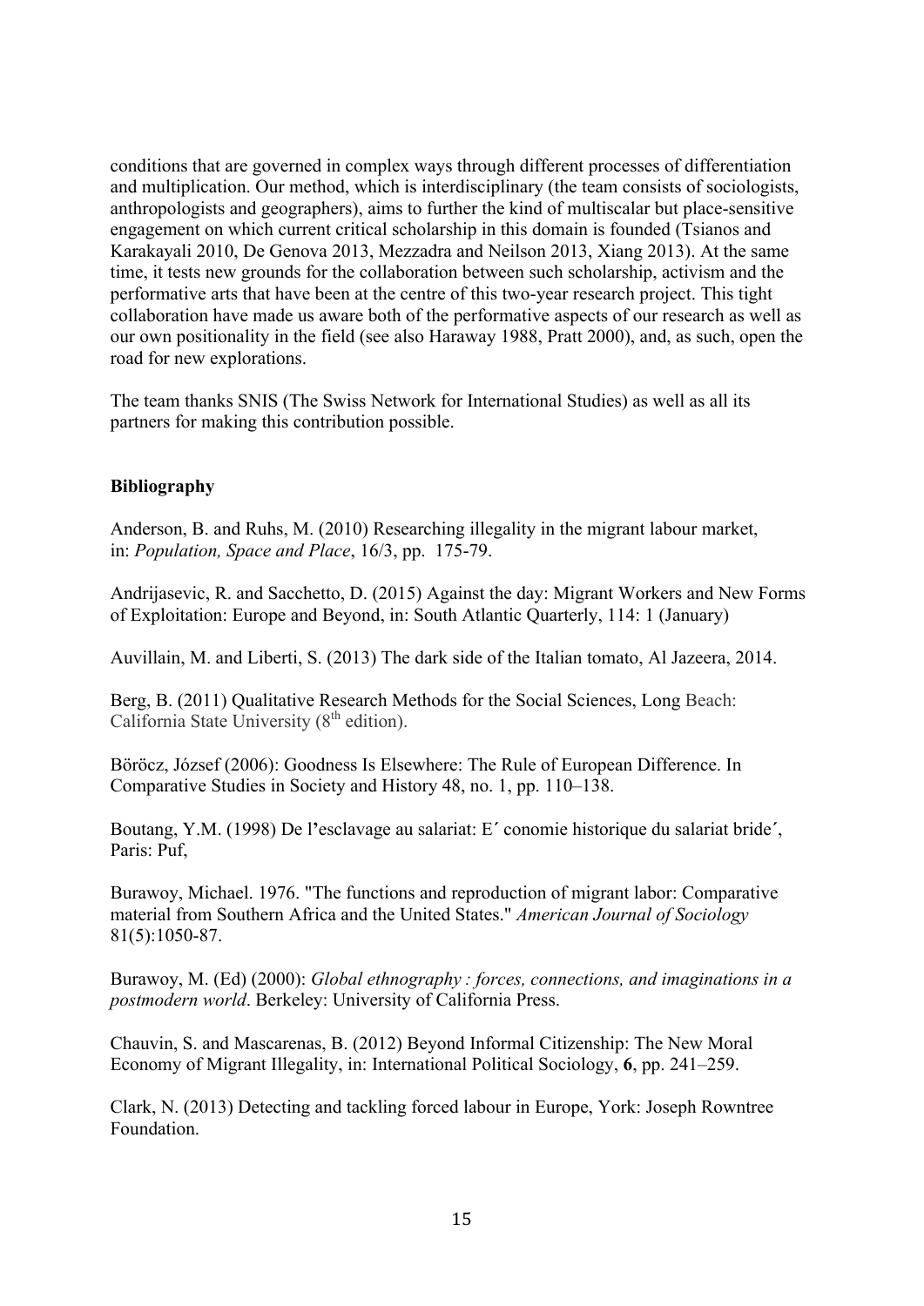conditions that are governed in complex ways through different processes of differentiation and multiplication. Our method, which is interdisciplinary (the team consists of sociologists, anthropologists and geographers), aims to further the kind of multiscalar but place-sensitive engagement on which current critical scholarship in this domain is founded (Tsianos and Karakayali 2010, De Genova 2013, Mezzadra and Neilson 2013, Xiang 2013). At the same time, it tests new grounds for the collaboration between such scholarship, activism and the performative arts that have been at the centre of this two-year research project. This tight collaboration have made us aware both of the performative aspects of our research as well as our own positionality in the field (see also Haraway 1988, Pratt 2000), and, as such, open the road for new explorations.

The team thanks SNIS (The Swiss Network for International Studies) as well as all its partners for making this contribution possible.

## Bibliography

Anderson, B. and Ruhs, M. (2010) Researching illegality in the migrant labour market, in: *Population, Space and Place*, 16/3, pp. 175-79.

Andrijasevic, R. and Sacchetto, D. (2015) Against the day: Migrant Workers and New Forms of Exploitation: Europe and Beyond, in: South Atlantic Quarterly, 114: 1 (January)

Auvillain, M. and Liberti, S. (2013) The dark side of the Italian tomato, Al Jazeera, 2014.

Berg, B. (2011) Qualitative Research Methods for the Social Sciences, Long Beach: California State University (8th edition).

Böröcz, József (2006): Goodness Is Elsewhere: The Rule of European Difference. In Comparative Studies in Society and History 48, no. 1, pp. 110–138.

Boutang, Y.M. (1998) De l'esclavage au salariat: E´ conomie historique du salariat bride´, Paris: Puf,

Burawoy, Michael. 1976. "The functions and reproduction of migrant labor: Comparative material from Southern Africa and the United States." *American Journal of Sociology* 81(5):1050-87.

Burawoy, M. (Ed) (2000): *Global ethnography : forces, connections, and imaginations in a postmodern world*. Berkeley: University of California Press.

Chauvin, S. and Mascarenas, B. (2012) Beyond Informal Citizenship: The New Moral Economy of Migrant Illegality, in: International Political Sociology, **6**, pp. 241–259.

Clark, N. (2013) Detecting and tackling forced labour in Europe, York: Joseph Rowntree Foundation.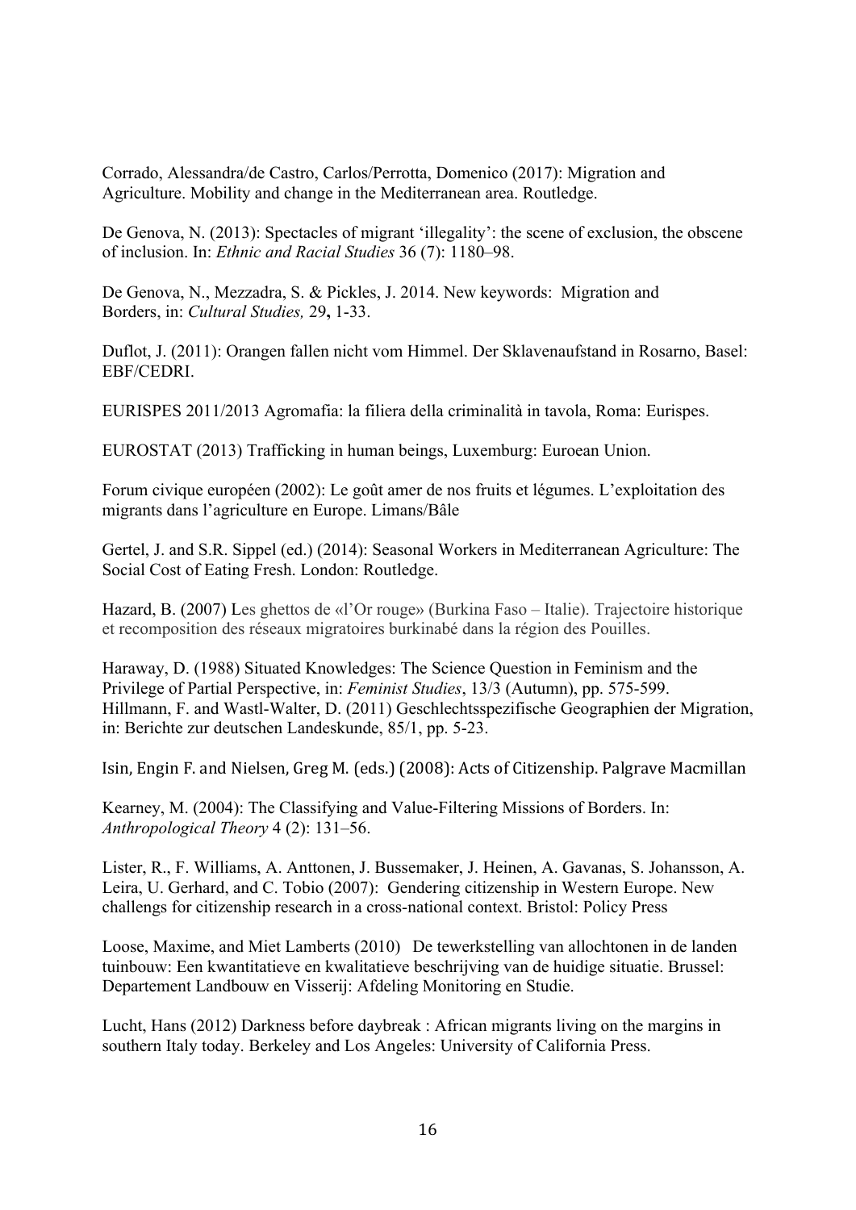Corrado, Alessandra/de Castro, Carlos/Perrotta, Domenico (2017): Migration and Agriculture. Mobility and change in the Mediterranean area. Routledge.

De Genova, N. (2013): Spectacles of migrant 'illegality': the scene of exclusion, the obscene of inclusion. In: *Ethnic and Racial Studies* 36 (7): 1180–98.

De Genova, N., Mezzadra, S. & Pickles, J. 2014. New keywords: Migration and Borders, in: *Cultural Studies,* 29**,** 1-33.

Duflot, J. (2011): Orangen fallen nicht vom Himmel. Der Sklavenaufstand in Rosarno, Basel: EBF/CEDRI.

EURISPES 2011/2013 Agromafia: la filiera della criminalità in tavola, Roma: Eurispes.

EUROSTAT (2013) Trafficking in human beings, Luxemburg: Euroean Union.

Forum civique européen (2002): Le goût amer de nos fruits et légumes. L'exploitation des migrants dans l'agriculture en Europe. Limans/Bâle

Gertel, J. and S.R. Sippel (ed.) (2014): Seasonal Workers in Mediterranean Agriculture: The Social Cost of Eating Fresh. London: Routledge.

Hazard, B. (2007) Les ghettos de «l'Or rouge» (Burkina Faso – Italie). Trajectoire historique et recomposition des réseaux migratoires burkinabé dans la région des Pouilles.

Haraway, D. (1988) Situated Knowledges: The Science Question in Feminism and the Privilege of Partial Perspective, in: *Feminist Studies*, 13/3 (Autumn), pp. 575-599.
Hillmann, F. and Wastl-Walter, D. (2011) Geschlechtsspezifische Geographien der Migration, in: Berichte zur deutschen Landeskunde, 85/1, pp. 5-23.

Isin, Engin F. and Nielsen, Greg M. (eds.) (2008): Acts of Citizenship. Palgrave Macmillan

Kearney, M. (2004): The Classifying and Value-Filtering Missions of Borders. In: *Anthropological Theory* 4 (2): 131–56.

Lister, R., F. Williams, A. Anttonen, J. Bussemaker, J. Heinen, A. Gavanas, S. Johansson, A. Leira, U. Gerhard, and C. Tobio (2007): Gendering citizenship in Western Europe. New challengs for citizenship research in a cross-national context. Bristol: Policy Press

Loose, Maxime, and Miet Lamberts (2010) De tewerkstelling van allochtonen in de landen tuinbouw: Een kwantitatieve en kwalitatieve beschrijving van de huidige situatie. Brussel: Departement Landbouw en Visserij: Afdeling Monitoring en Studie.

Lucht, Hans (2012) Darkness before daybreak : African migrants living on the margins in southern Italy today. Berkeley and Los Angeles: University of California Press.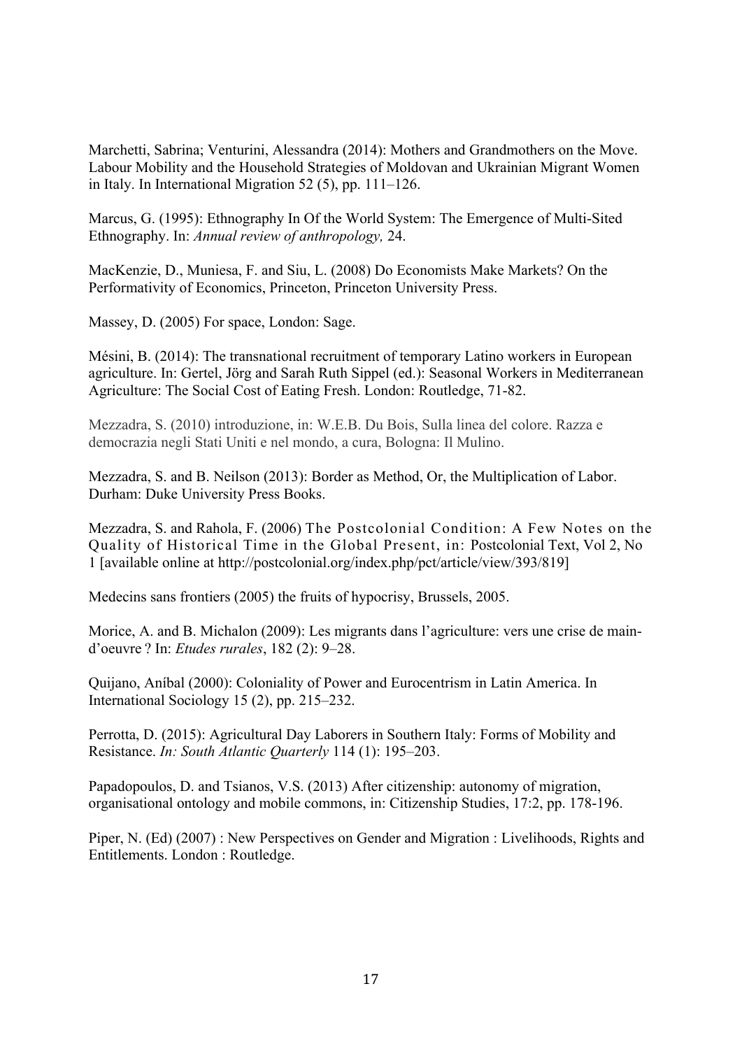Marchetti, Sabrina; Venturini, Alessandra (2014): Mothers and Grandmothers on the Move. Labour Mobility and the Household Strategies of Moldovan and Ukrainian Migrant Women in Italy. In International Migration 52 (5), pp. 111–126.

Marcus, G. (1995): Ethnography In Of the World System: The Emergence of Multi-Sited Ethnography. In: *Annual review of anthropology,* 24.

MacKenzie, D., Muniesa, F. and Siu, L. (2008) Do Economists Make Markets? On the Performativity of Economics, Princeton, Princeton University Press.

Massey, D. (2005) For space, London: Sage.

Mésini, B. (2014): The transnational recruitment of temporary Latino workers in European agriculture. In: Gertel, Jörg and Sarah Ruth Sippel (ed.): Seasonal Workers in Mediterranean Agriculture: The Social Cost of Eating Fresh. London: Routledge, 71-82.

Mezzadra, S. (2010) introduzione, in: W.E.B. Du Bois, Sulla linea del colore. Razza e democrazia negli Stati Uniti e nel mondo, a cura, Bologna: Il Mulino.

Mezzadra, S. and B. Neilson (2013): Border as Method, Or, the Multiplication of Labor. Durham: Duke University Press Books.

Mezzadra, S. and Rahola, F. (2006) The Postcolonial Condition: A Few Notes on the Quality of Historical Time in the Global Present, in: Postcolonial Text, Vol 2, No 1 [available online at http://postcolonial.org/index.php/pct/article/view/393/819]

Medecins sans frontiers (2005) the fruits of hypocrisy, Brussels, 2005.

Morice, A. and B. Michalon (2009): Les migrants dans l'agriculture: vers une crise de main-d'oeuvre ? In: *Etudes rurales*, 182 (2): 9–28.

Quijano, Aníbal (2000): Coloniality of Power and Eurocentrism in Latin America. In International Sociology 15 (2), pp. 215–232.

Perrotta, D. (2015): Agricultural Day Laborers in Southern Italy: Forms of Mobility and Resistance. *In: South Atlantic Quarterly* 114 (1): 195–203.

Papadopoulos, D. and Tsianos, V.S. (2013) After citizenship: autonomy of migration, organisational ontology and mobile commons, in: Citizenship Studies, 17:2, pp. 178-196.

Piper, N. (Ed) (2007) : New Perspectives on Gender and Migration : Livelihoods, Rights and Entitlements. London : Routledge.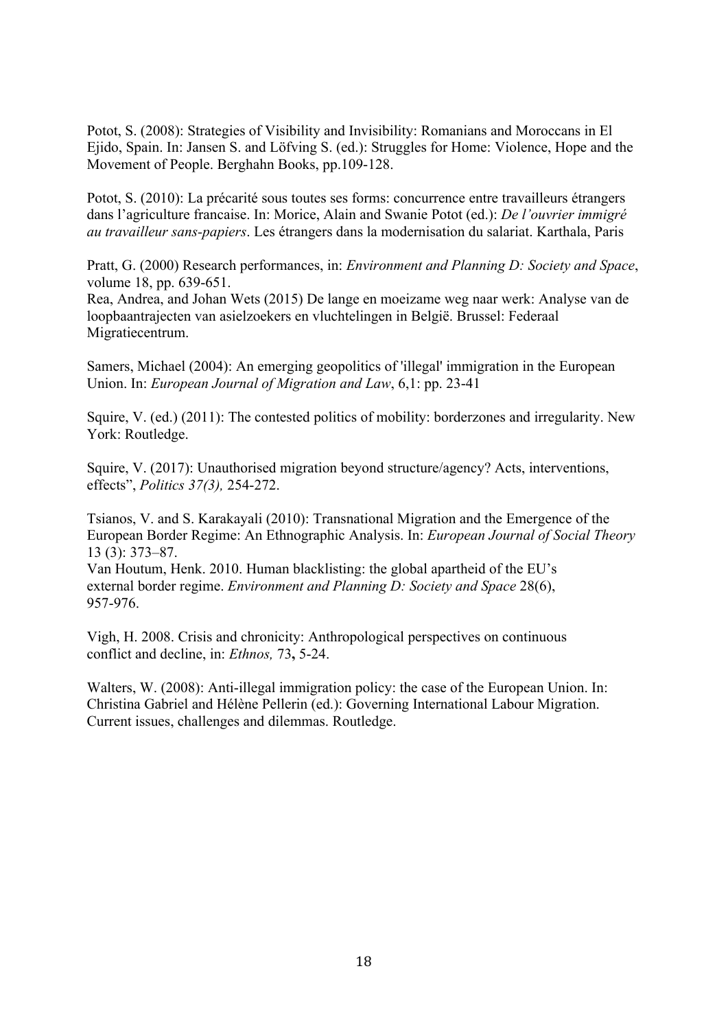Potot, S. (2008): Strategies of Visibility and Invisibility: Romanians and Moroccans in El Ejido, Spain. In: Jansen S. and Löfving S. (ed.): Struggles for Home: Violence, Hope and the Movement of People. Berghahn Books, pp.109-128.

Potot, S. (2010): La précarité sous toutes ses forms: concurrence entre travailleurs étrangers dans l'agriculture francaise. In: Morice, Alain and Swanie Potot (ed.): *De l'ouvrier immigré au travailleur sans-papiers*. Les étrangers dans la modernisation du salariat. Karthala, Paris

Pratt, G. (2000) Research performances, in: *Environment and Planning D: Society and Space*, volume 18, pp. 639-651.

Rea, Andrea, and Johan Wets (2015) De lange en moeizame weg naar werk: Analyse van de loopbaantrajecten van asielzoekers en vluchtelingen in België. Brussel: Federaal Migratiecentrum.

Samers, Michael (2004): An emerging geopolitics of 'illegal' immigration in the European Union. In: *European Journal of Migration and Law*, 6,1: pp. 23-41

Squire, V. (ed.) (2011): The contested politics of mobility: borderzones and irregularity. New York: Routledge.

Squire, V. (2017): Unauthorised migration beyond structure/agency? Acts, interventions, effects", *Politics 37(3),* 254-272.

Tsianos, V. and S. Karakayali (2010): Transnational Migration and the Emergence of the European Border Regime: An Ethnographic Analysis. In: *European Journal of Social Theory* 13 (3): 373–87.

Van Houtum, Henk. 2010. Human blacklisting: the global apartheid of the EU's external border regime. *Environment and Planning D: Society and Space* 28(6), 957-976.

Vigh, H. 2008. Crisis and chronicity: Anthropological perspectives on continuous conflict and decline, in: *Ethnos,* 73**,** 5-24.

Walters, W. (2008): Anti-illegal immigration policy: the case of the European Union. In: Christina Gabriel and Hélène Pellerin (ed.): Governing International Labour Migration. Current issues, challenges and dilemmas. Routledge.